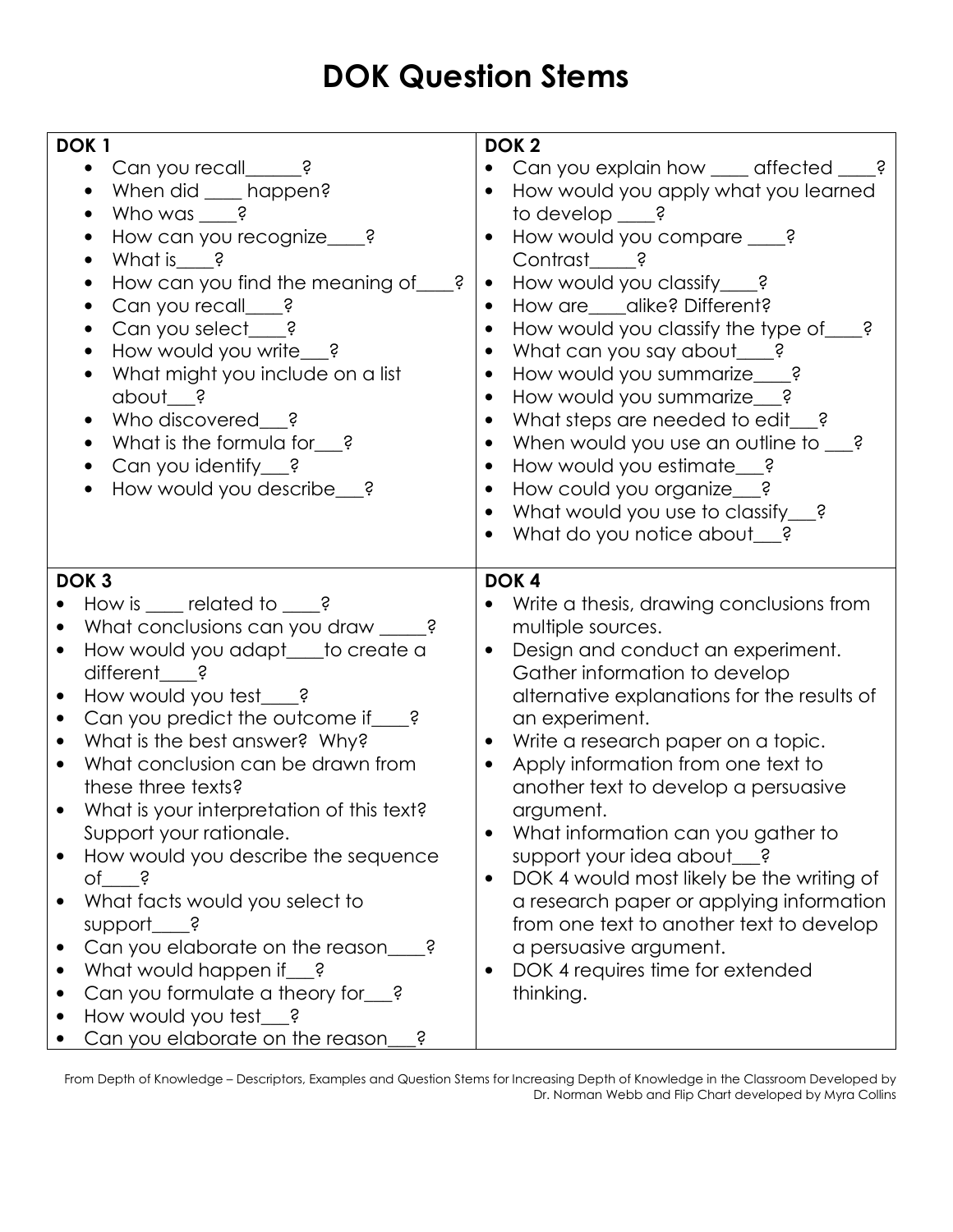# DOK Question Stems

## DOK 1

- Can you recall______?
- When did ____ happen?
- Who was ____?
- How can you recognize____?
- What is____?
- How can you find the meaning of____?
- Can you recall____?
- Can you select____?
- How would you write___?
- What might you include on a list about___?
- Who discovered___?
- What is the formula for___?
- Can you identify___?
- How would you describe___?

## DOK 2

- Can you explain how ____ affected ____?
- How would you apply what you learned to develop ____?
- How would you compare ____? Contrast_____?
- How would you classify____?
- How are____alike? Different?
- How would you classify the type of____?
- What can you say about____?
- How would you summarize____?
- How would you summarize___?
- What steps are needed to edit___?
- When would you use an outline to ___?
- How would you estimate___?
- How could you organize___?
- What would you use to classify___?
- What do you notice about___?

## DOK 3

- How is ____ related to ____?
- What conclusions can you draw _____?
- How would you adapt____to create a different____?
- How would you test____?
- Can you predict the outcome if____?
- What is the best answer? Why?
- What conclusion can be drawn from these three texts?
- What is your interpretation of this text? Support your rationale.
- How would you describe the sequence of____?
- What facts would you select to support____?
- Can you elaborate on the reason____?
- What would happen if___?
- Can you formulate a theory for___?
- How would you test___?
- Can you elaborate on the reason___?

## DOK 4

- Write a thesis, drawing conclusions from multiple sources.
- Design and conduct an experiment. Gather information to develop alternative explanations for the results of an experiment.
- Write a research paper on a topic.
- Apply information from one text to another text to develop a persuasive argument.
- What information can you gather to support your idea about___?
- DOK 4 would most likely be the writing of a research paper or applying information from one text to another text to develop a persuasive argument.
- DOK 4 requires time for extended thinking.

From Depth of Knowledge – Descriptors, Examples and Question Stems for Increasing Depth of Knowledge in the Classroom Developed by Dr. Norman Webb and Flip Chart developed by Myra Collins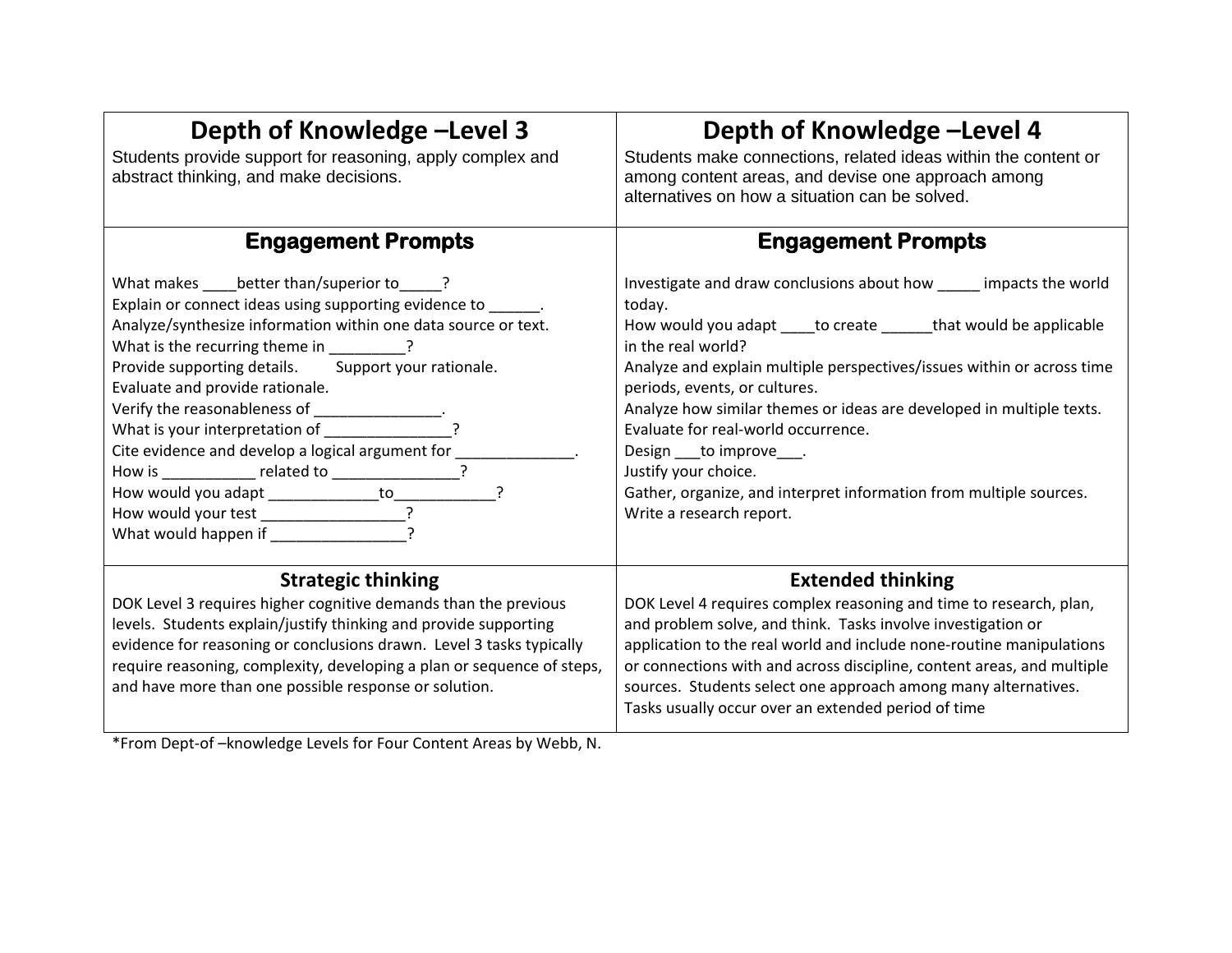| Depth of Knowledge –Level 3 | Depth of Knowledge –Level 4 |
|---|---|
| Students provide support for reasoning, apply complex and abstract thinking, and make decisions. | Students make connections, related ideas within the content or among content areas, and devise one approach among alternatives on how a situation can be solved. |
| **Engagement Prompts**<br><br>What makes ____better than/superior to_____?<br>Explain or connect ideas using supporting evidence to ______.<br>Analyze/synthesize information within one data source or text.<br>What is the recurring theme in _________?<br>Provide supporting details. Support your rationale.<br>Evaluate and provide rationale.<br>Verify the reasonableness of _______________.<br>What is your interpretation of _______________?<br>Cite evidence and develop a logical argument for ______________.<br>How is ___________ related to _______________?<br>How would you adapt _____________to____________?<br>How would your test _________________?<br>What would happen if ________________? | **Engagement Prompts**<br><br>Investigate and draw conclusions about how _____ impacts the world today.<br>How would you adapt ____to create ______that would be applicable in the real world?<br>Analyze and explain multiple perspectives/issues within or across time periods, events, or cultures.<br>Analyze how similar themes or ideas are developed in multiple texts.<br>Evaluate for real-world occurrence.<br>Design ___to improve___.<br>Justify your choice.<br>Gather, organize, and interpret information from multiple sources.<br>Write a research report. |
| **Strategic thinking**<br>DOK Level 3 requires higher cognitive demands than the previous levels. Students explain/justify thinking and provide supporting evidence for reasoning or conclusions drawn. Level 3 tasks typically require reasoning, complexity, developing a plan or sequence of steps, and have more than one possible response or solution. | **Extended thinking**<br>DOK Level 4 requires complex reasoning and time to research, plan, and problem solve, and think. Tasks involve investigation or application to the real world and include none-routine manipulations or connections with and across discipline, content areas, and multiple sources. Students select one approach among many alternatives. Tasks usually occur over an extended period of time |

*From Dept-of –knowledge Levels for Four Content Areas by Webb, N.